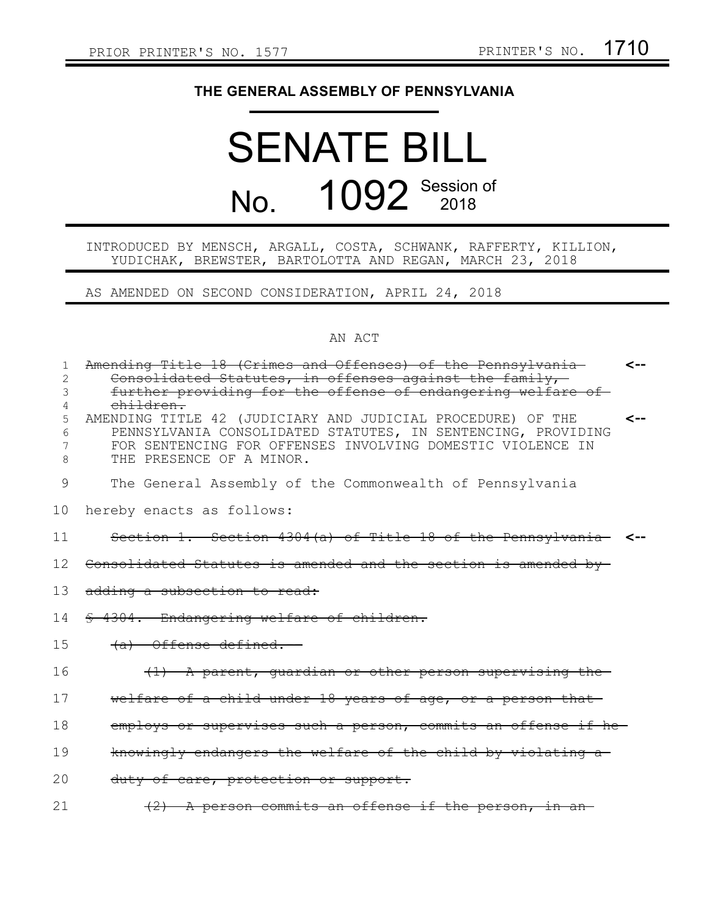PRIOR PRINTER'S NO. 1577 PRINTER'S NO. 1710

**THE GENERAL ASSEMBLY OF PENNSYLVANIA**

# SENATE BILL

## No. 1092 Session of 2018

INTRODUCED BY MENSCH, ARGALL, COSTA, SCHWANK, RAFFERTY, KILLION, YUDICHAK, BREWSTER, BARTOLOTTA AND REGAN, MARCH 23, 2018

AS AMENDED ON SECOND CONSIDERATION, APRIL 24, 2018

AN ACT

~~Amending Title 18 (Crimes and Offenses) of the Pennsylvania Consolidated Statutes, in offenses against the family, further providing for the offense of endangering welfare of children.~~ <--

AMENDING TITLE 42 (JUDICIARY AND JUDICIAL PROCEDURE) OF THE PENNSYLVANIA CONSOLIDATED STATUTES, IN SENTENCING, PROVIDING FOR SENTENCING FOR OFFENSES INVOLVING DOMESTIC VIOLENCE IN THE PRESENCE OF A MINOR. <--

The General Assembly of the Commonwealth of Pennsylvania hereby enacts as follows:

~~Section 1. Section 4304(a) of Title 18 of the Pennsylvania Consolidated Statutes is amended and the section is amended by adding a subsection to read:~~ <--

~~§ 4304. Endangering welfare of children.~~

~~(a) Offense defined.--~~

~~(1) A parent, guardian or other person supervising the welfare of a child under 18 years of age, or a person that employs or supervises such a person, commits an offense if he knowingly endangers the welfare of the child by violating a duty of care, protection or support.~~

~~(2) A person commits an offense if the person, in an~~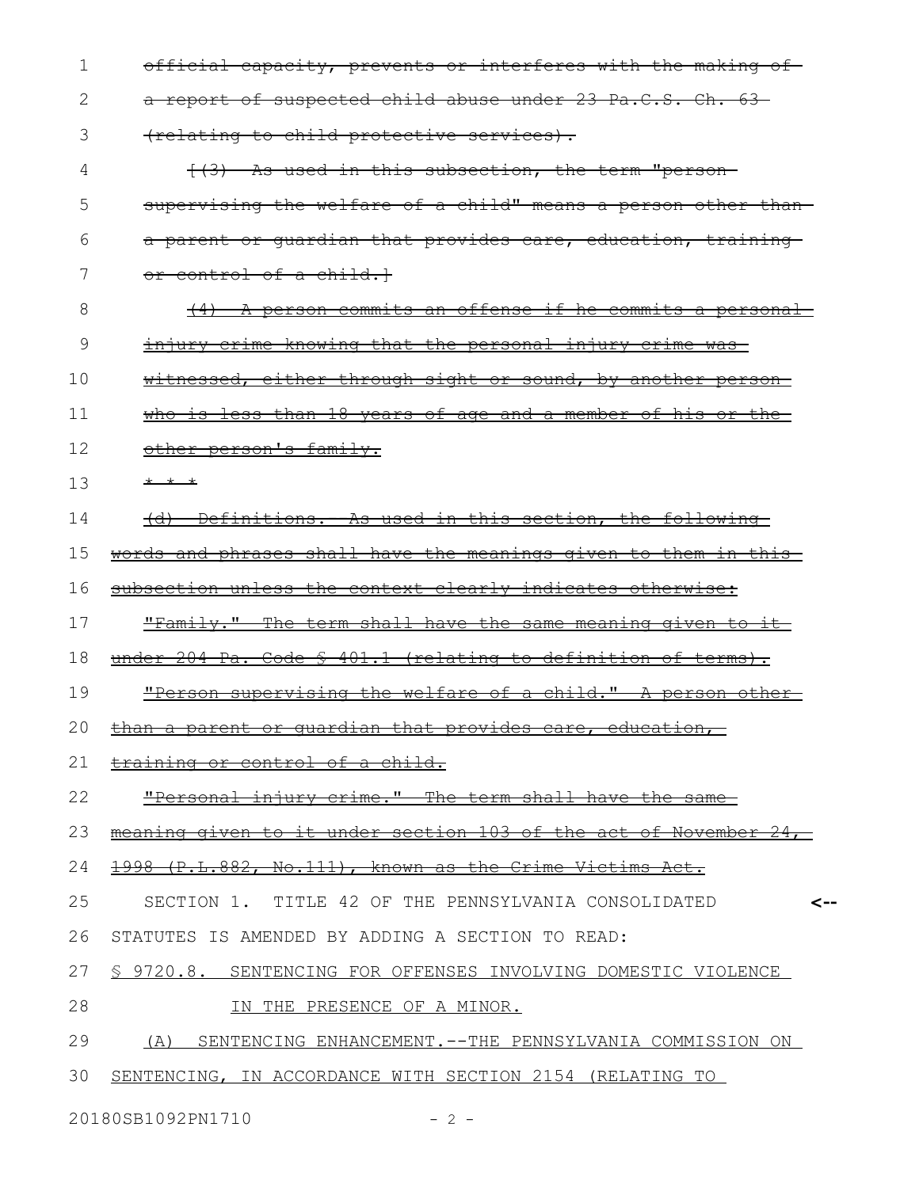~~official capacity, prevents or interferes with the making of a report of suspected child abuse under 23 Pa.C.S. Ch. 63 (relating to child protective services).~~

~~[(3) As used in this subsection, the term "person supervising the welfare of a child" means a person other than a parent or guardian that provides care, education, training or control of a child.]~~

~~(4) A person commits an offense if he commits a personal injury crime knowing that the personal injury crime was witnessed, either through sight or sound, by another person who is less than 18 years of age and a member of his or the other person's family.~~

~~* * *~~

~~(d) Definitions.--As used in this section, the following words and phrases shall have the meanings given to them in this subsection unless the context clearly indicates otherwise:~~

~~"Family." The term shall have the same meaning given to it under 204 Pa. Code § 401.1 (relating to definition of terms).~~

~~"Person supervising the welfare of a child." A person other than a parent or guardian that provides care, education, training or control of a child.~~

~~"Personal injury crime." The term shall have the same meaning given to it under section 103 of the act of November 24, 1998 (P.L.882, No.111), known as the Crime Victims Act.~~

SECTION 1. TITLE 42 OF THE PENNSYLVANIA CONSOLIDATED STATUTES IS AMENDED BY ADDING A SECTION TO READ: <--

<u>§ 9720.8. SENTENCING FOR OFFENSES INVOLVING DOMESTIC VIOLENCE IN THE PRESENCE OF A MINOR.</u>

<u>(A) SENTENCING ENHANCEMENT.--THE PENNSYLVANIA COMMISSION ON SENTENCING, IN ACCORDANCE WITH SECTION 2154 (RELATING TO</u>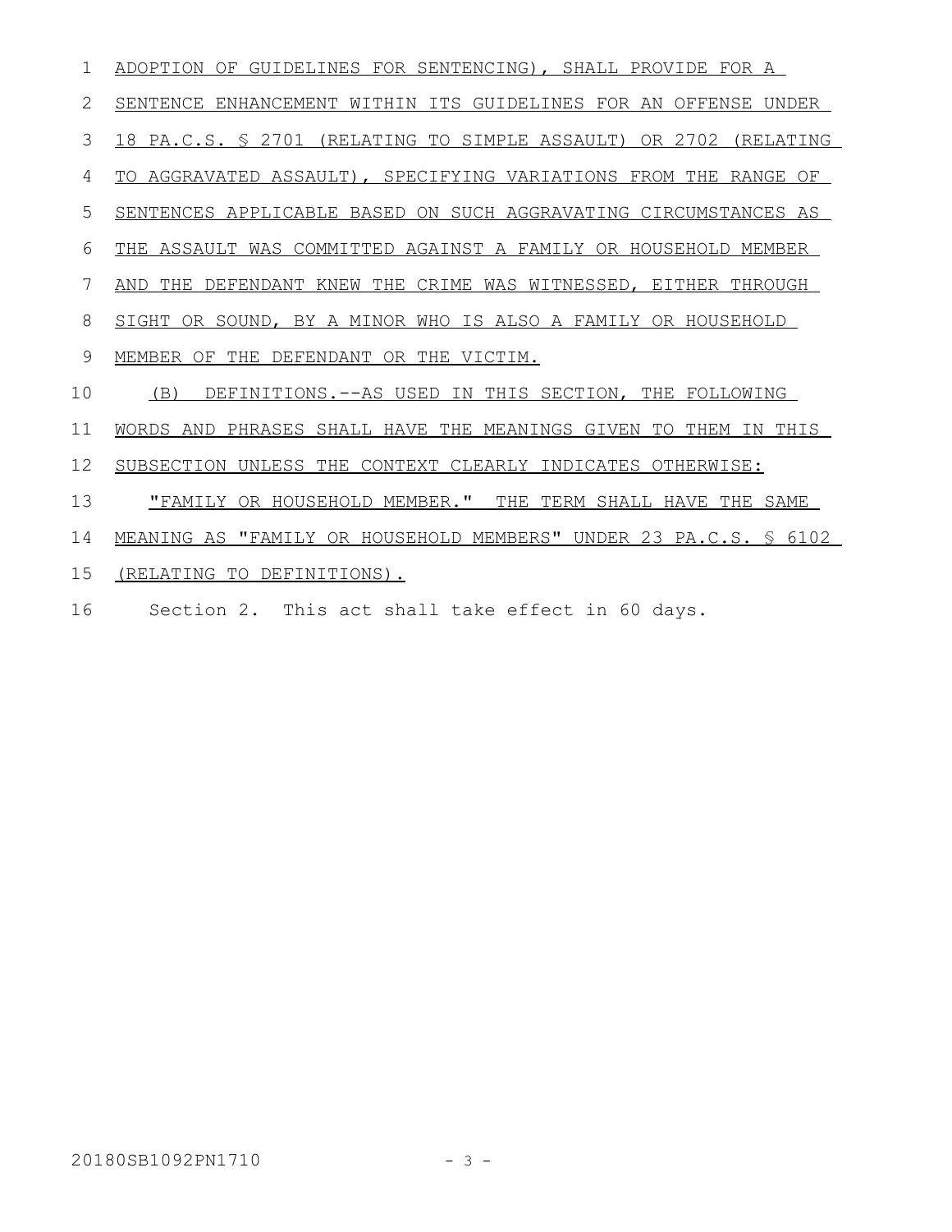ADOPTION OF GUIDELINES FOR SENTENCING), SHALL PROVIDE FOR A SENTENCE ENHANCEMENT WITHIN ITS GUIDELINES FOR AN OFFENSE UNDER 18 PA.C.S. § 2701 (RELATING TO SIMPLE ASSAULT) OR 2702 (RELATING TO AGGRAVATED ASSAULT), SPECIFYING VARIATIONS FROM THE RANGE OF SENTENCES APPLICABLE BASED ON SUCH AGGRAVATING CIRCUMSTANCES AS THE ASSAULT WAS COMMITTED AGAINST A FAMILY OR HOUSEHOLD MEMBER AND THE DEFENDANT KNEW THE CRIME WAS WITNESSED, EITHER THROUGH SIGHT OR SOUND, BY A MINOR WHO IS ALSO A FAMILY OR HOUSEHOLD MEMBER OF THE DEFENDANT OR THE VICTIM.

(B) DEFINITIONS.--AS USED IN THIS SECTION, THE FOLLOWING WORDS AND PHRASES SHALL HAVE THE MEANINGS GIVEN TO THEM IN THIS SUBSECTION UNLESS THE CONTEXT CLEARLY INDICATES OTHERWISE:

"FAMILY OR HOUSEHOLD MEMBER." THE TERM SHALL HAVE THE SAME MEANING AS "FAMILY OR HOUSEHOLD MEMBERS" UNDER 23 PA.C.S. § 6102 (RELATING TO DEFINITIONS).

Section 2. This act shall take effect in 60 days.